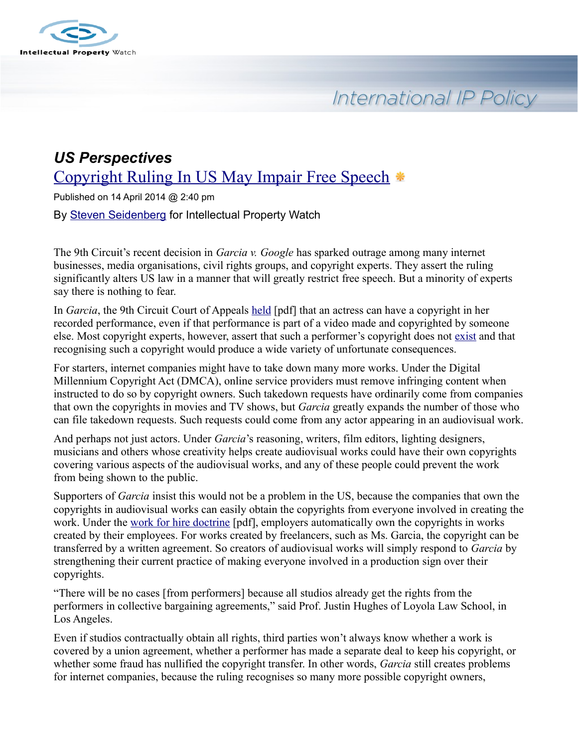### US Perspectives

## Copyright Ruling In US May Impair Free Speech

Published on 14 April 2014 @ 2:40 pm

By Steven Seidenberg for Intellectual Property Watch

The 9th Circuit's recent decision in *Garcia v. Google* has sparked outrage among many internet businesses, media organisations, civil rights groups, and copyright experts. They assert the ruling significantly alters US law in a manner that will greatly restrict free speech. But a minority of experts say there is nothing to fear.

In *Garcia*, the 9th Circuit Court of Appeals held [pdf] that an actress can have a copyright in her recorded performance, even if that performance is part of a video made and copyrighted by someone else. Most copyright experts, however, assert that such a performer's copyright does not exist and that recognising such a copyright would produce a wide variety of unfortunate consequences.

For starters, internet companies might have to take down many more works. Under the Digital Millennium Copyright Act (DMCA), online service providers must remove infringing content when instructed to do so by copyright owners. Such takedown requests have ordinarily come from companies that own the copyrights in movies and TV shows, but *Garcia* greatly expands the number of those who can file takedown requests. Such requests could come from any actor appearing in an audiovisual work.

And perhaps not just actors. Under *Garcia*'s reasoning, writers, film editors, lighting designers, musicians and others whose creativity helps create audiovisual works could have their own copyrights covering various aspects of the audiovisual works, and any of these people could prevent the work from being shown to the public.

Supporters of *Garcia* insist this would not be a problem in the US, because the companies that own the copyrights in audiovisual works can easily obtain the copyrights from everyone involved in creating the work. Under the work for hire doctrine [pdf], employers automatically own the copyrights in works created by their employees. For works created by freelancers, such as Ms. Garcia, the copyright can be transferred by a written agreement. So creators of audiovisual works will simply respond to *Garcia* by strengthening their current practice of making everyone involved in a production sign over their copyrights.

"There will be no cases [from performers] because all studios already get the rights from the performers in collective bargaining agreements," said Prof. Justin Hughes of Loyola Law School, in Los Angeles.

Even if studios contractually obtain all rights, third parties won't always know whether a work is covered by a union agreement, whether a performer has made a separate deal to keep his copyright, or whether some fraud has nullified the copyright transfer. In other words, *Garcia* still creates problems for internet companies, because the ruling recognises so many more possible copyright owners,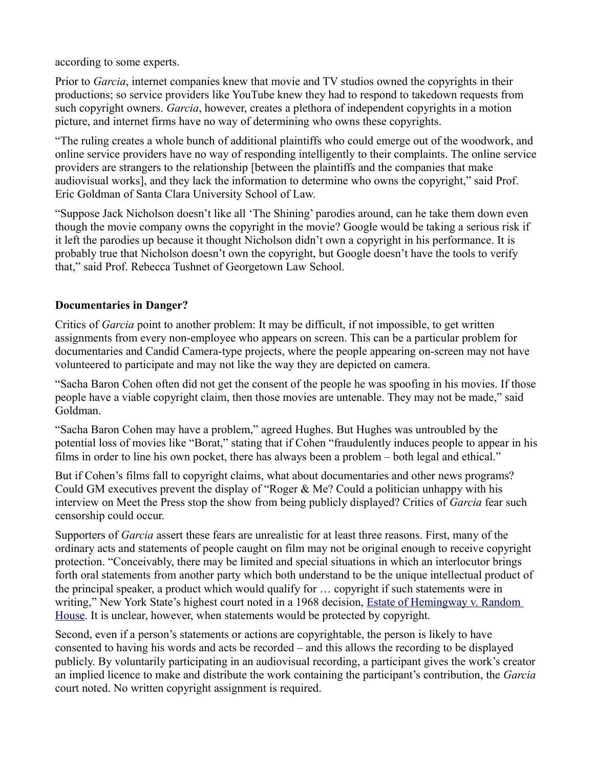according to some experts.

Prior to *Garcia*, internet companies knew that movie and TV studios owned the copyrights in their productions; so service providers like YouTube knew they had to respond to takedown requests from such copyright owners. *Garcia*, however, creates a plethora of independent copyrights in a motion picture, and internet firms have no way of determining who owns these copyrights.

"The ruling creates a whole bunch of additional plaintiffs who could emerge out of the woodwork, and online service providers have no way of responding intelligently to their complaints. The online service providers are strangers to the relationship [between the plaintiffs and the companies that make audiovisual works], and they lack the information to determine who owns the copyright," said Prof. Eric Goldman of Santa Clara University School of Law.

"Suppose Jack Nicholson doesn't like all 'The Shining' parodies around, can he take them down even though the movie company owns the copyright in the movie? Google would be taking a serious risk if it left the parodies up because it thought Nicholson didn't own a copyright in his performance. It is probably true that Nicholson doesn't own the copyright, but Google doesn't have the tools to verify that," said Prof. Rebecca Tushnet of Georgetown Law School.

**Documentaries in Danger?**

Critics of *Garcia* point to another problem: It may be difficult, if not impossible, to get written assignments from every non-employee who appears on screen. This can be a particular problem for documentaries and Candid Camera-type projects, where the people appearing on-screen may not have volunteered to participate and may not like the way they are depicted on camera.

"Sacha Baron Cohen often did not get the consent of the people he was spoofing in his movies. If those people have a viable copyright claim, then those movies are untenable. They may not be made," said Goldman.

"Sacha Baron Cohen may have a problem," agreed Hughes. But Hughes was untroubled by the potential loss of movies like "Borat," stating that if Cohen "fraudulently induces people to appear in his films in order to line his own pocket, there has always been a problem – both legal and ethical."

But if Cohen's films fall to copyright claims, what about documentaries and other news programs? Could GM executives prevent the display of "Roger & Me? Could a politician unhappy with his interview on Meet the Press stop the show from being publicly displayed? Critics of *Garcia* fear such censorship could occur.

Supporters of *Garcia* assert these fears are unrealistic for at least three reasons. First, many of the ordinary acts and statements of people caught on film may not be original enough to receive copyright protection. "Conceivably, there may be limited and special situations in which an interlocutor brings forth oral statements from another party which both understand to be the unique intellectual product of the principal speaker, a product which would qualify for … copyright if such statements were in writing," New York State's highest court noted in a 1968 decision, Estate of Hemingway v. Random House. It is unclear, however, when statements would be protected by copyright.

Second, even if a person's statements or actions are copyrightable, the person is likely to have consented to having his words and acts be recorded – and this allows the recording to be displayed publicly. By voluntarily participating in an audiovisual recording, a participant gives the work's creator an implied licence to make and distribute the work containing the participant's contribution, the *Garcia* court noted. No written copyright assignment is required.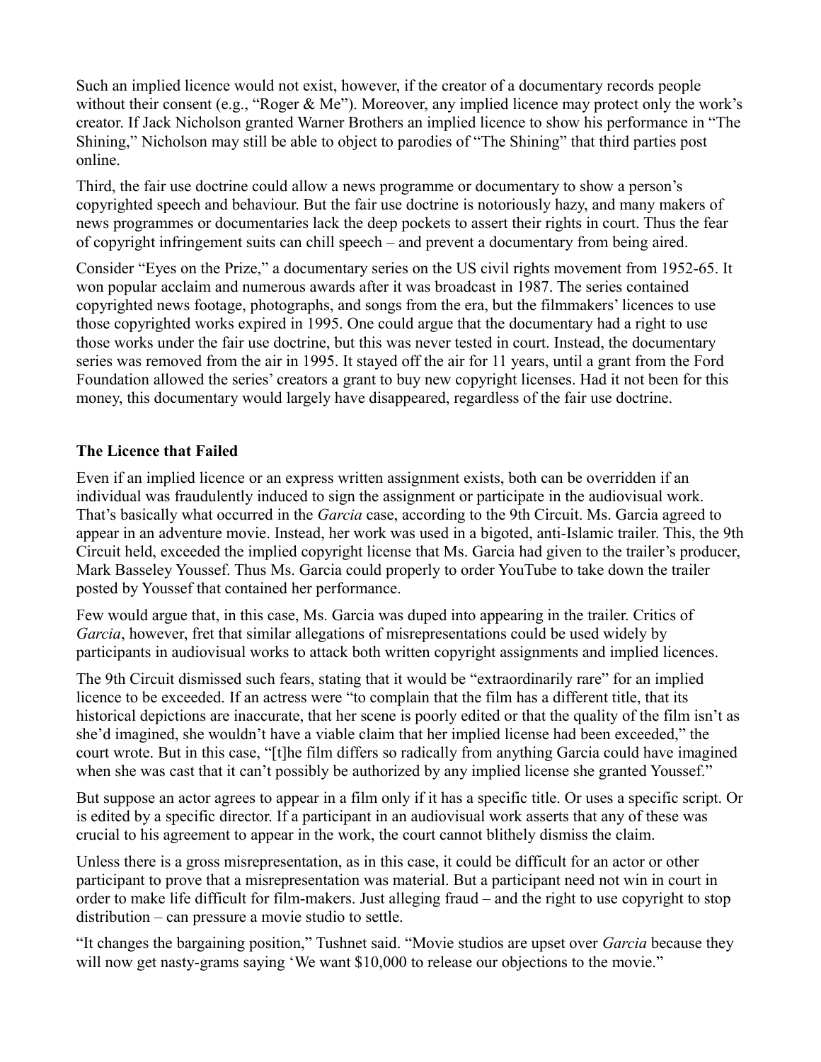Such an implied licence would not exist, however, if the creator of a documentary records people without their consent (e.g., "Roger & Me"). Moreover, any implied licence may protect only the work's creator. If Jack Nicholson granted Warner Brothers an implied licence to show his performance in "The Shining," Nicholson may still be able to object to parodies of "The Shining" that third parties post online.

Third, the fair use doctrine could allow a news programme or documentary to show a person's copyrighted speech and behaviour. But the fair use doctrine is notoriously hazy, and many makers of news programmes or documentaries lack the deep pockets to assert their rights in court. Thus the fear of copyright infringement suits can chill speech – and prevent a documentary from being aired.

Consider "Eyes on the Prize," a documentary series on the US civil rights movement from 1952-65. It won popular acclaim and numerous awards after it was broadcast in 1987. The series contained copyrighted news footage, photographs, and songs from the era, but the filmmakers' licences to use those copyrighted works expired in 1995. One could argue that the documentary had a right to use those works under the fair use doctrine, but this was never tested in court. Instead, the documentary series was removed from the air in 1995. It stayed off the air for 11 years, until a grant from the Ford Foundation allowed the series' creators a grant to buy new copyright licenses. Had it not been for this money, this documentary would largely have disappeared, regardless of the fair use doctrine.

### The Licence that Failed

Even if an implied licence or an express written assignment exists, both can be overridden if an individual was fraudulently induced to sign the assignment or participate in the audiovisual work. That's basically what occurred in the *Garcia* case, according to the 9th Circuit. Ms. Garcia agreed to appear in an adventure movie. Instead, her work was used in a bigoted, anti-Islamic trailer. This, the 9th Circuit held, exceeded the implied copyright license that Ms. Garcia had given to the trailer's producer, Mark Basseley Youssef. Thus Ms. Garcia could properly to order YouTube to take down the trailer posted by Youssef that contained her performance.

Few would argue that, in this case, Ms. Garcia was duped into appearing in the trailer. Critics of *Garcia*, however, fret that similar allegations of misrepresentations could be used widely by participants in audiovisual works to attack both written copyright assignments and implied licences.

The 9th Circuit dismissed such fears, stating that it would be "extraordinarily rare" for an implied licence to be exceeded. If an actress were "to complain that the film has a different title, that its historical depictions are inaccurate, that her scene is poorly edited or that the quality of the film isn't as she'd imagined, she wouldn't have a viable claim that her implied license had been exceeded," the court wrote. But in this case, "[t]he film differs so radically from anything Garcia could have imagined when she was cast that it can't possibly be authorized by any implied license she granted Youssef."

But suppose an actor agrees to appear in a film only if it has a specific title. Or uses a specific script. Or is edited by a specific director. If a participant in an audiovisual work asserts that any of these was crucial to his agreement to appear in the work, the court cannot blithely dismiss the claim.

Unless there is a gross misrepresentation, as in this case, it could be difficult for an actor or other participant to prove that a misrepresentation was material. But a participant need not win in court in order to make life difficult for film-makers. Just alleging fraud – and the right to use copyright to stop distribution – can pressure a movie studio to settle.

"It changes the bargaining position," Tushnet said. "Movie studios are upset over *Garcia* because they will now get nasty-grams saying 'We want $10,000 to release our objections to the movie."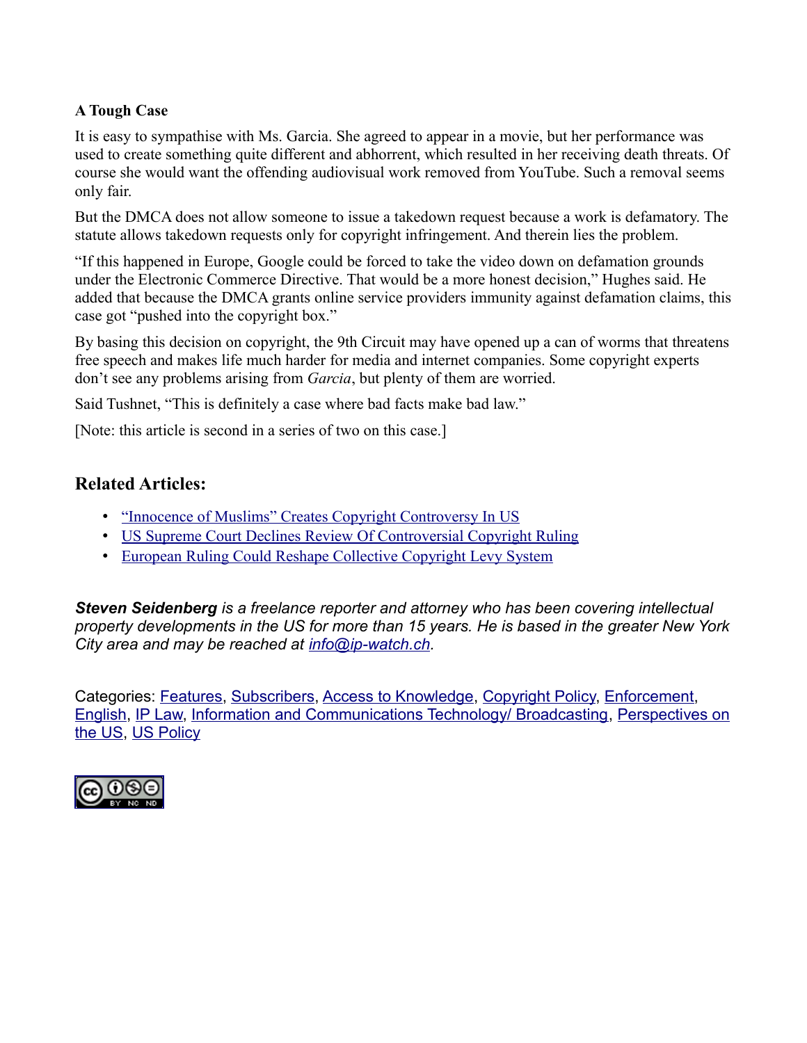**A Tough Case**

It is easy to sympathise with Ms. Garcia. She agreed to appear in a movie, but her performance was used to create something quite different and abhorrent, which resulted in her receiving death threats. Of course she would want the offending audiovisual work removed from YouTube. Such a removal seems only fair.

But the DMCA does not allow someone to issue a takedown request because a work is defamatory. The statute allows takedown requests only for copyright infringement. And therein lies the problem.

"If this happened in Europe, Google could be forced to take the video down on defamation grounds under the Electronic Commerce Directive. That would be a more honest decision," Hughes said. He added that because the DMCA grants online service providers immunity against defamation claims, this case got "pushed into the copyright box."

By basing this decision on copyright, the 9th Circuit may have opened up a can of worms that threatens free speech and makes life much harder for media and internet companies. Some copyright experts don't see any problems arising from *Garcia*, but plenty of them are worried.

Said Tushnet, "This is definitely a case where bad facts make bad law."

[Note: this article is second in a series of two on this case.]

## Related Articles:

- "Innocence of Muslims" Creates Copyright Controversy In US
- US Supreme Court Declines Review Of Controversial Copyright Ruling
- European Ruling Could Reshape Collective Copyright Levy System

***Steven Seidenberg*** *is a freelance reporter and attorney who has been covering intellectual property developments in the US for more than 15 years. He is based in the greater New York City area and may be reached at info@ip-watch.ch.*

Categories: Features, Subscribers, Access to Knowledge, Copyright Policy, Enforcement, English, IP Law, Information and Communications Technology/ Broadcasting, Perspectives on the US, US Policy